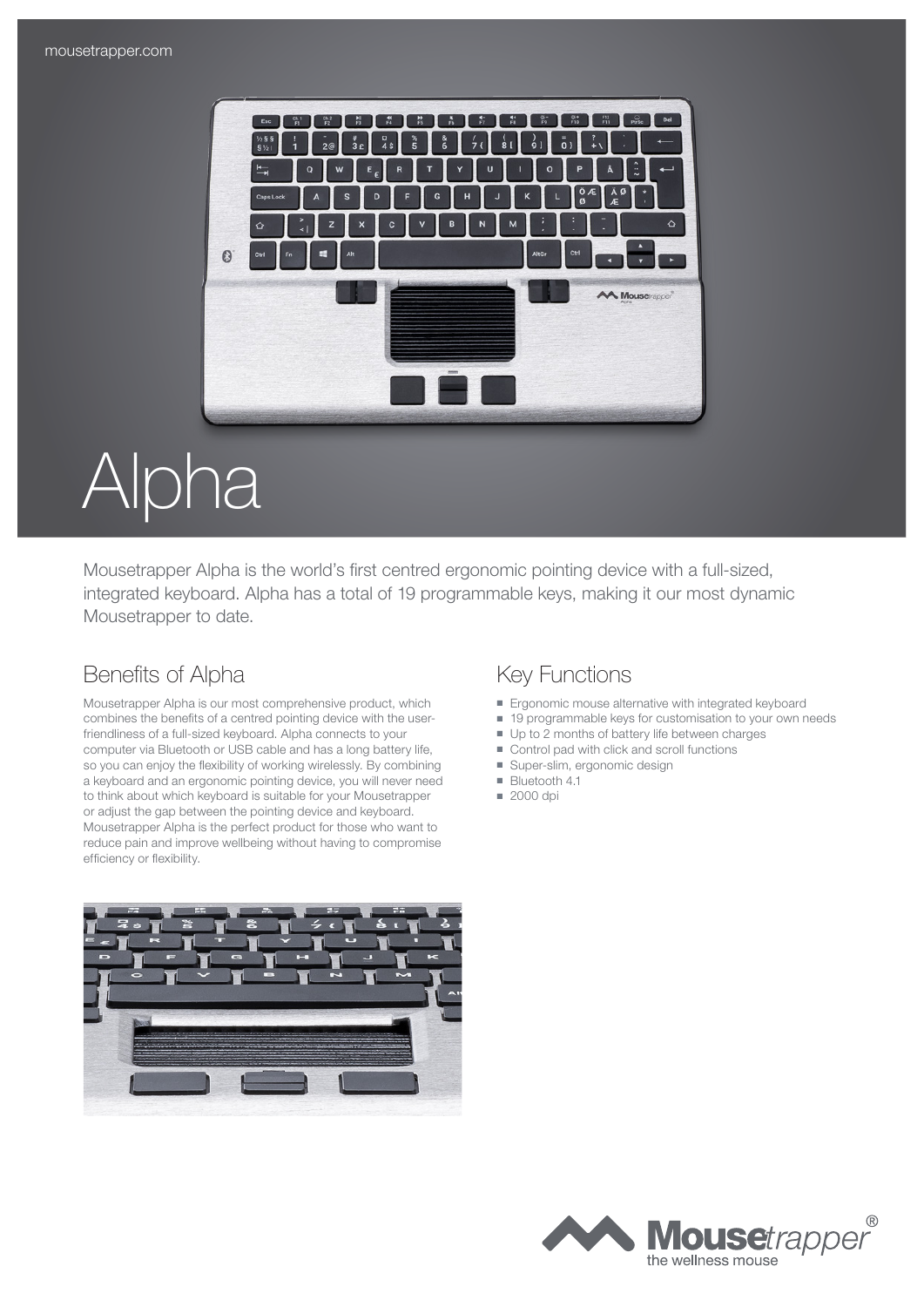mousetrapper.com

# Alpha

Mousetrapper Alpha is the world's first centred ergonomic pointing device with a full-sized, integrated keyboard. Alpha has a total of 19 programmable keys, making it our most dynamic Mousetrapper to date.

## Benefits of Alpha

Mousetrapper Alpha is our most comprehensive product, which combines the benefits of a centred pointing device with the user-friendliness of a full-sized keyboard. Alpha connects to your computer via Bluetooth or USB cable and has a long battery life, so you can enjoy the flexibility of working wirelessly. By combining a keyboard and an ergonomic pointing device, you will never need to think about which keyboard is suitable for your Mousetrapper or adjust the gap between the pointing device and keyboard. Mousetrapper Alpha is the perfect product for those who want to reduce pain and improve wellbeing without having to compromise efficiency or flexibility.

## Key Functions

- Ergonomic mouse alternative with integrated keyboard
- 19 programmable keys for customisation to your own needs
- Up to 2 months of battery life between charges
- Control pad with click and scroll functions
- Super-slim, ergonomic design
- Bluetooth 4.1
- 2000 dpi

Mousetrapper®
the wellness mouse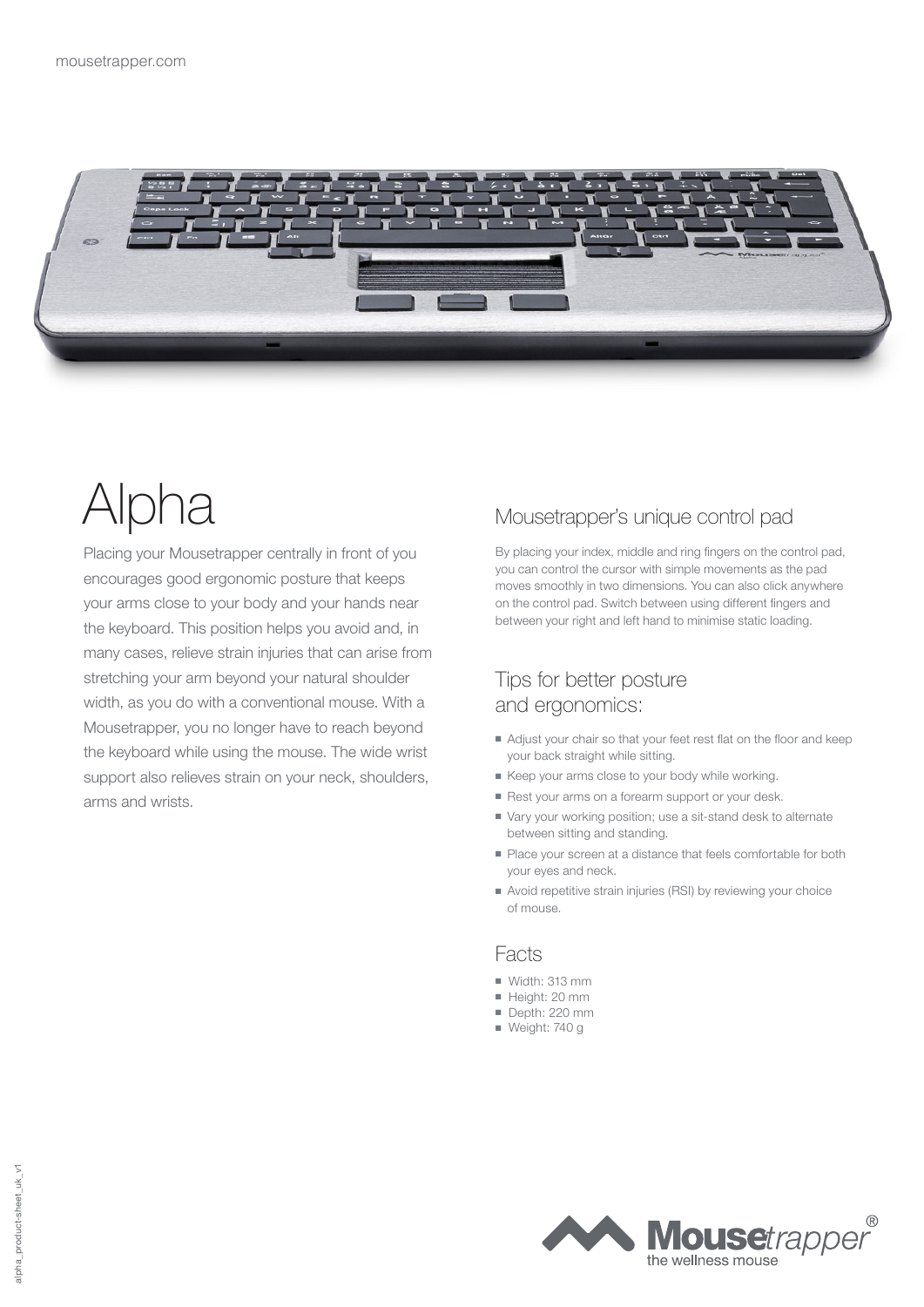mousetrapper.com

# Alpha

Placing your Mousetrapper centrally in front of you encourages good ergonomic posture that keeps your arms close to your body and your hands near the keyboard. This position helps you avoid and, in many cases, relieve strain injuries that can arise from stretching your arm beyond your natural shoulder width, as you do with a conventional mouse. With a Mousetrapper, you no longer have to reach beyond the keyboard while using the mouse. The wide wrist support also relieves strain on your neck, shoulders, arms and wrists.

## Mousetrapper's unique control pad

By placing your index, middle and ring fingers on the control pad, you can control the cursor with simple movements as the pad moves smoothly in two dimensions. You can also click anywhere on the control pad. Switch between using different fingers and between your right and left hand to minimise static loading.

## Tips for better posture and ergonomics:

- Adjust your chair so that your feet rest flat on the floor and keep your back straight while sitting.
- Keep your arms close to your body while working.
- Rest your arms on a forearm support or your desk.
- Vary your working position; use a sit-stand desk to alternate between sitting and standing.
- Place your screen at a distance that feels comfortable for both your eyes and neck.
- Avoid repetitive strain injuries (RSI) by reviewing your choice of mouse.

## Facts

- Width: 313 mm
- Height: 20 mm
- Depth: 220 mm
- Weight: 740 g

alpha_product-sheet_uk_v1

Mousetrapper® the wellness mouse